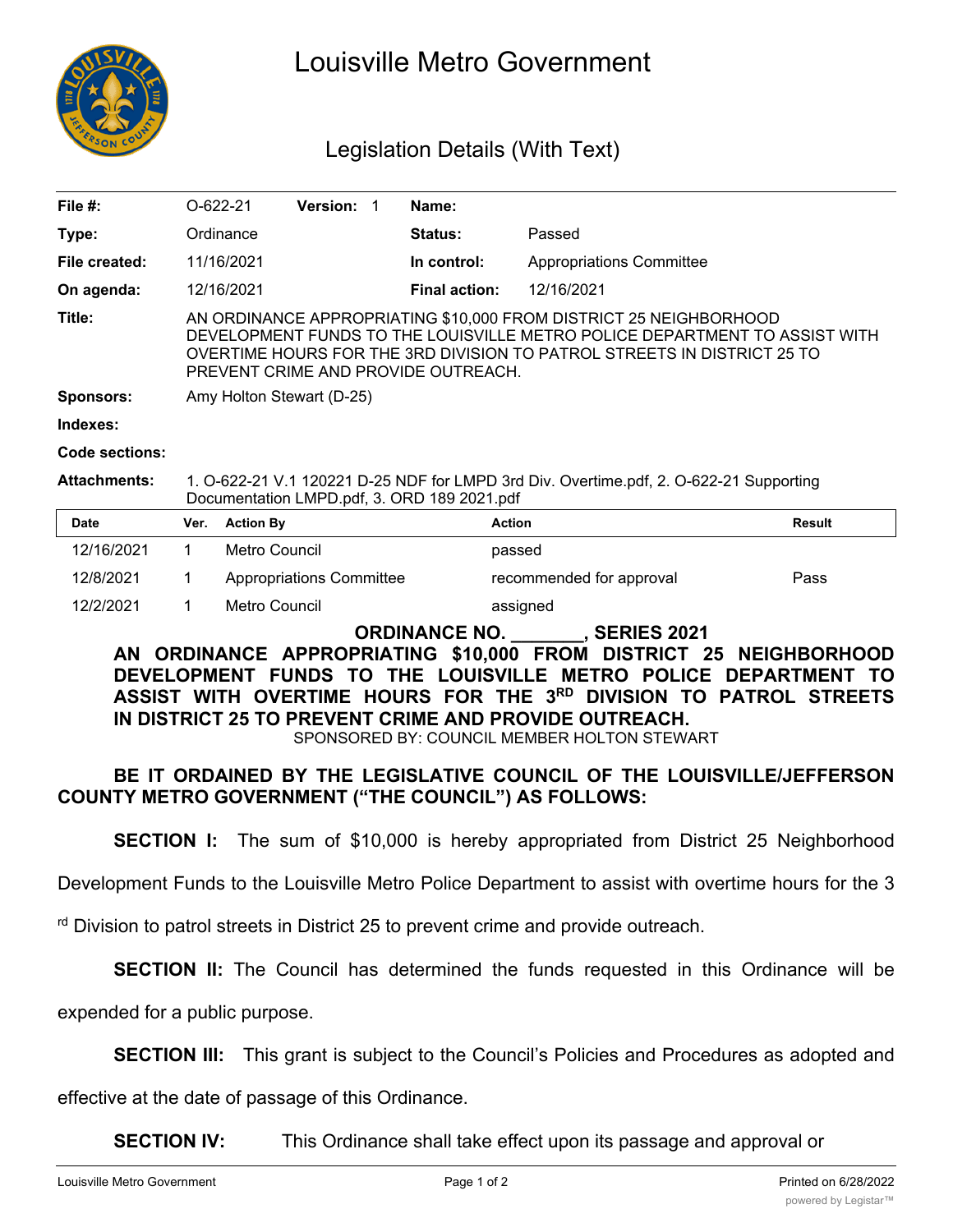# Louisville Metro Government

## Legislation Details (With Text)

| | | | |
|---|---|---|---|
| **File #:** | O-622-21 **Version:** 1 | **Name:** | |
| **Type:** | Ordinance | **Status:** | Passed |
| **File created:** | 11/16/2021 | **In control:** | Appropriations Committee |
| **On agenda:** | 12/16/2021 | **Final action:** | 12/16/2021 |

**Title:** AN ORDINANCE APPROPRIATING $10,000 FROM DISTRICT 25 NEIGHBORHOOD DEVELOPMENT FUNDS TO THE LOUISVILLE METRO POLICE DEPARTMENT TO ASSIST WITH OVERTIME HOURS FOR THE 3RD DIVISION TO PATROL STREETS IN DISTRICT 25 TO PREVENT CRIME AND PROVIDE OUTREACH.

**Sponsors:** Amy Holton Stewart (D-25)

**Indexes:**

**Code sections:**

**Attachments:** 1. O-622-21 V.1 120221 D-25 NDF for LMPD 3rd Div. Overtime.pdf, 2. O-622-21 Supporting Documentation LMPD.pdf, 3. ORD 189 2021.pdf

| Date | Ver. | Action By | Action | Result |
|---|---|---|---|---|
| 12/16/2021 | 1 | Metro Council | passed | |
| 12/8/2021 | 1 | Appropriations Committee | recommended for approval | Pass |
| 12/2/2021 | 1 | Metro Council | assigned | |

**ORDINANCE NO. _______, SERIES 2021**

**AN ORDINANCE APPROPRIATING $10,000 FROM DISTRICT 25 NEIGHBORHOOD DEVELOPMENT FUNDS TO THE LOUISVILLE METRO POLICE DEPARTMENT TO ASSIST WITH OVERTIME HOURS FOR THE 3RD DIVISION TO PATROL STREETS IN DISTRICT 25 TO PREVENT CRIME AND PROVIDE OUTREACH.**

SPONSORED BY: COUNCIL MEMBER HOLTON STEWART

**BE IT ORDAINED BY THE LEGISLATIVE COUNCIL OF THE LOUISVILLE/JEFFERSON COUNTY METRO GOVERNMENT ("THE COUNCIL") AS FOLLOWS:**

**SECTION I:** The sum of $10,000 is hereby appropriated from District 25 Neighborhood Development Funds to the Louisville Metro Police Department to assist with overtime hours for the 3rd Division to patrol streets in District 25 to prevent crime and provide outreach.

**SECTION II:** The Council has determined the funds requested in this Ordinance will be expended for a public purpose.

**SECTION III:** This grant is subject to the Council's Policies and Procedures as adopted and effective at the date of passage of this Ordinance.

**SECTION IV:** This Ordinance shall take effect upon its passage and approval or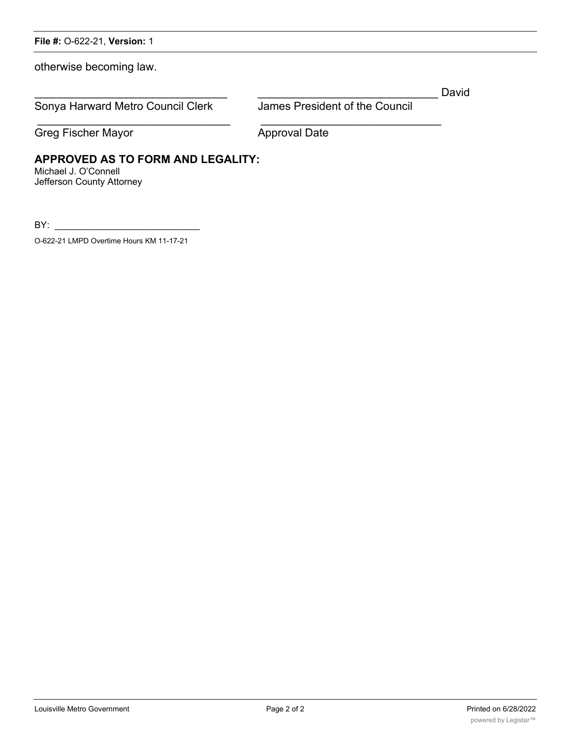otherwise becoming law.

_______________________________ _____________________________ David

Sonya Harward Metro Council Clerk James President of the Council

_______________________________ _____________________________

Greg Fischer Mayor Approval Date

**APPROVED AS TO FORM AND LEGALITY:**

Michael J. O'Connell
Jefferson County Attorney

BY: ____________________________

O-622-21 LMPD Overtime Hours KM 11-17-21